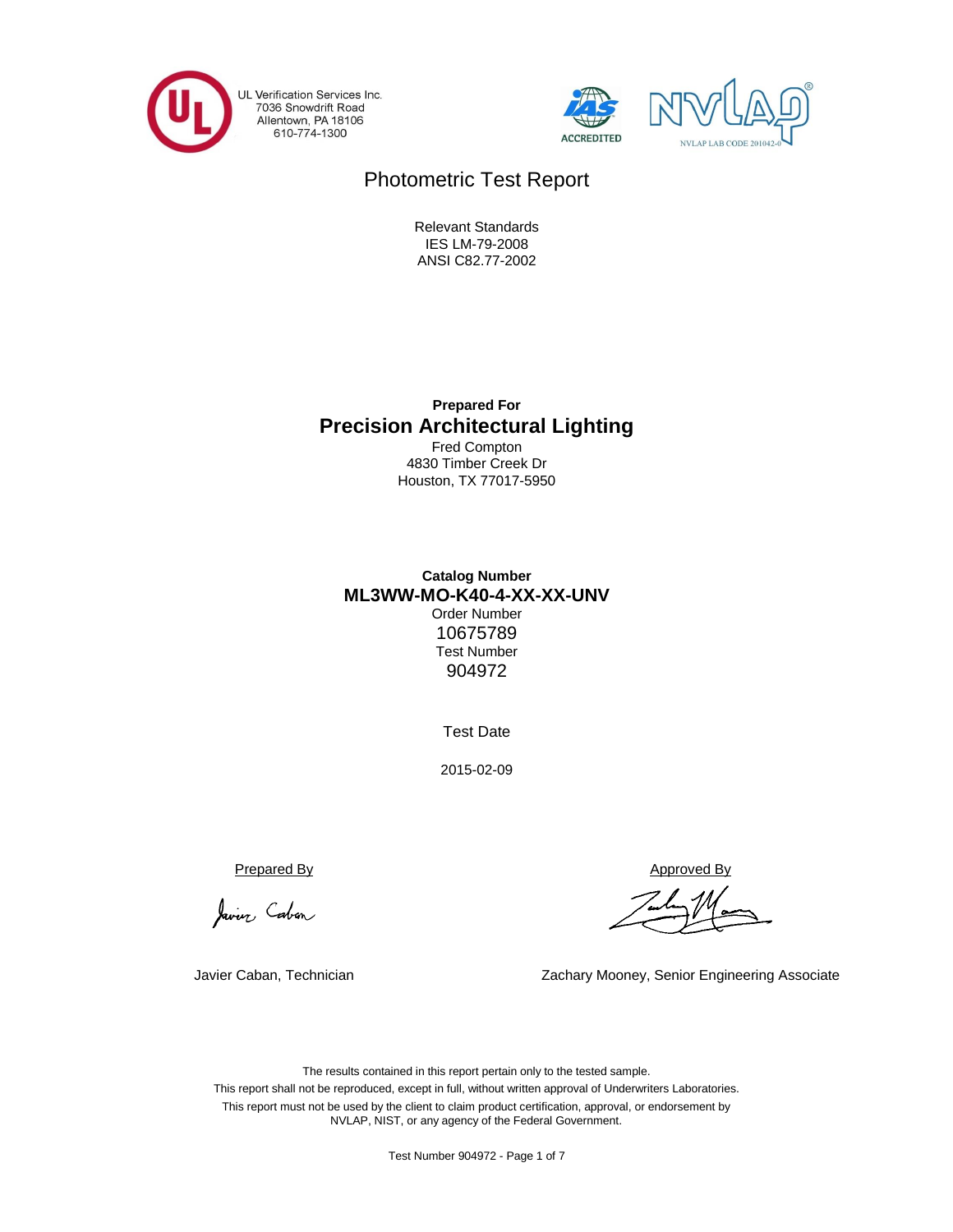UL Verification Services Inc.
7036 Snowdrift Road
Allentown, PA 18106
610-774-1300

ACCREDITED

NVLAP LAB CODE 201042-0

# Photometric Test Report

Relevant Standards
IES LM-79-2008
ANSI C82.77-2002

**Prepared For**

## Precision Architectural Lighting

Fred Compton
4830 Timber Creek Dr
Houston, TX 77017-5950

**Catalog Number**

**ML3WW-MO-K40-4-XX-XX-UNV**

Order Number
10675789

Test Number
904972

Test Date

2015-02-09

Prepared By

Javier Caban, Technician

Approved By

Zachary Mooney, Senior Engineering Associate

The results contained in this report pertain only to the tested sample.
This report shall not be reproduced, except in full, without written approval of Underwriters Laboratories.
This report must not be used by the client to claim product certification, approval, or endorsement by NVLAP, NIST, or any agency of the Federal Government.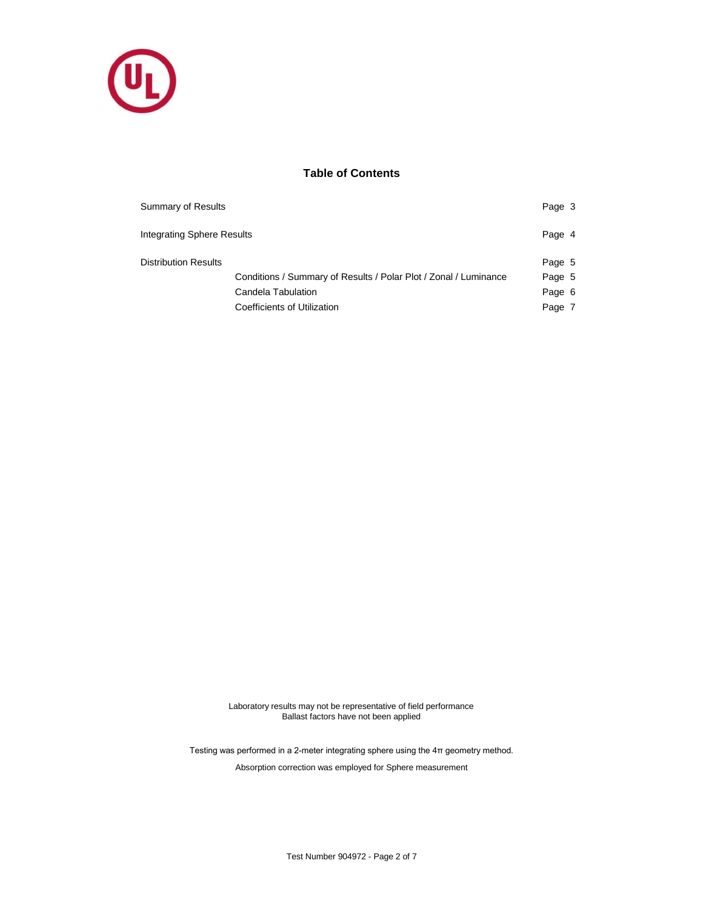## Table of Contents

| | | |
|---|---|---|
| Summary of Results | | Page 3 |
| Integrating Sphere Results | | Page 4 |
| Distribution Results | | Page 5 |
| | Conditions / Summary of Results / Polar Plot / Zonal / Luminance | Page 5 |
| | Candela Tabulation | Page 6 |
| | Coefficients of Utilization | Page 7 |

Laboratory results may not be representative of field performance
Ballast factors have not been applied

Testing was performed in a 2-meter integrating sphere using the 4π geometry method.

Absorption correction was employed for Sphere measurement

Test Number 904972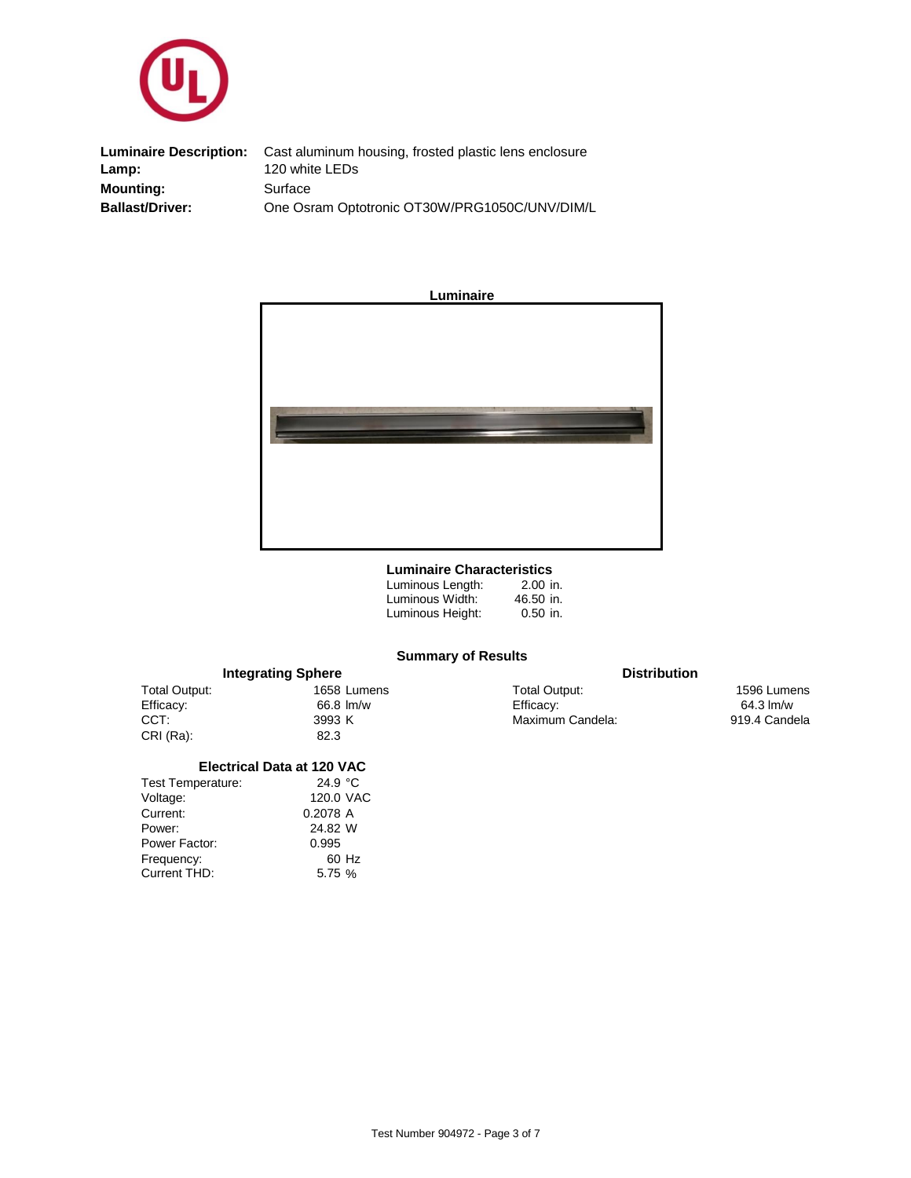| | |
|---|---|
| **Luminaire Description:** | Cast aluminum housing, frosted plastic lens enclosure |
| **Lamp:** | 120 white LEDs |
| **Mounting:** | Surface |
| **Ballast/Driver:** | One Osram Optotronic OT30W/PRG1050C/UNV/DIM/L |

**Luminaire**

### Luminaire Characteristics

| | |
|---|---|
| Luminous Length: | 2.00 in. |
| Luminous Width: | 46.50 in. |
| Luminous Height: | 0.50 in. |

## Summary of Results

### Integrating Sphere

| | |
|---|---|
| Total Output: | 1658 Lumens |
| Efficacy: | 66.8 lm/w |
| CCT: | 3993 K |
| CRI (Ra): | 82.3 |

### Distribution

| | |
|---|---|
| Total Output: | 1596 Lumens |
| Efficacy: | 64.3 lm/w |
| Maximum Candela: | 919.4 Candela |

### Electrical Data at 120 VAC

| | |
|---|---|
| Test Temperature: | 24.9 °C |
| Voltage: | 120.0 VAC |
| Current: | 0.2078 A |
| Power: | 24.82 W |
| Power Factor: | 0.995 |
| Frequency: | 60 Hz |
| Current THD: | 5.75 % |

Test Number 904972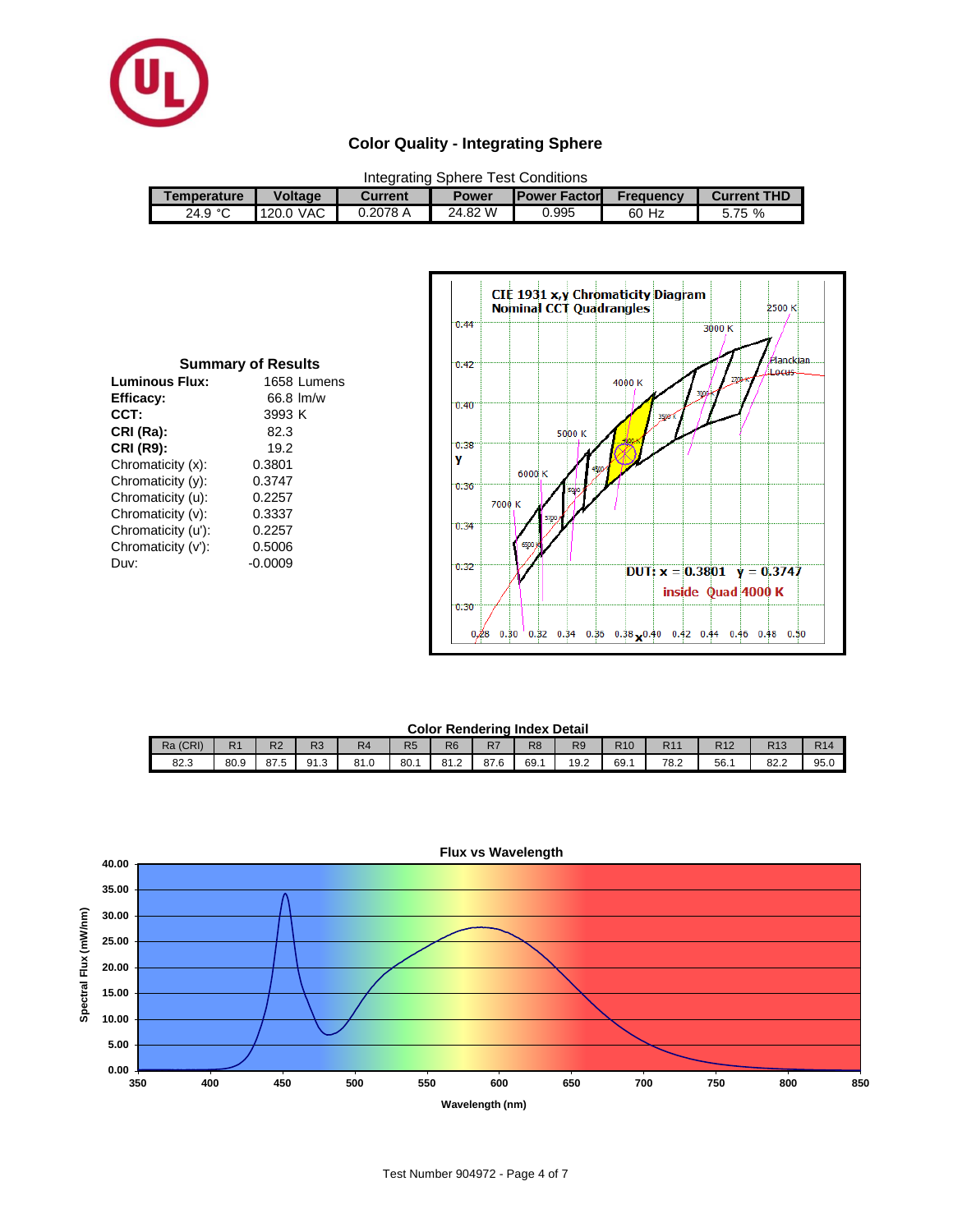# Color Quality - Integrating Sphere

Integrating Sphere Test Conditions

| Temperature | Voltage | Current | Power | Power Factor | Frequency | Current THD |
|---|---|---|---|---|---|---|
| 24.9 °C | 120.0 VAC | 0.2078 A | 24.82 W | 0.995 | 60 Hz | 5.75 % |

## Summary of Results

| | |
|---|---|
| **Luminous Flux:** | 1658 Lumens |
| **Efficacy:** | 66.8 lm/w |
| **CCT:** | 3993 K |
| **CRI (Ra):** | 82.3 |
| **CRI (R9):** | 19.2 |
| Chromaticity (x): | 0.3801 |
| Chromaticity (y): | 0.3747 |
| Chromaticity (u): | 0.2257 |
| Chromaticity (v): | 0.3337 |
| Chromaticity (u'): | 0.2257 |
| Chromaticity (v'): | 0.5006 |
| Duv: | -0.0009 |

CIE 1931 x,y Chromaticity Diagram
Nominal CCT Quadrangles

DUT: x = 0.3801 y = 0.3747
inside Quad 4000 K

Color Rendering Index Detail

| Ra (CRI) | R1 | R2 | R3 | R4 | R5 | R6 | R7 | R8 | R9 | R10 | R11 | R12 | R13 | R14 |
|---|---|---|---|---|---|---|---|---|---|---|---|---|---|---|
| 82.3 | 80.9 | 87.5 | 91.3 | 81.0 | 80.1 | 81.2 | 87.6 | 69.1 | 19.2 | 69.1 | 78.2 | 56.1 | 82.2 | 95.0 |

Flux vs Wavelength

Test Number 904972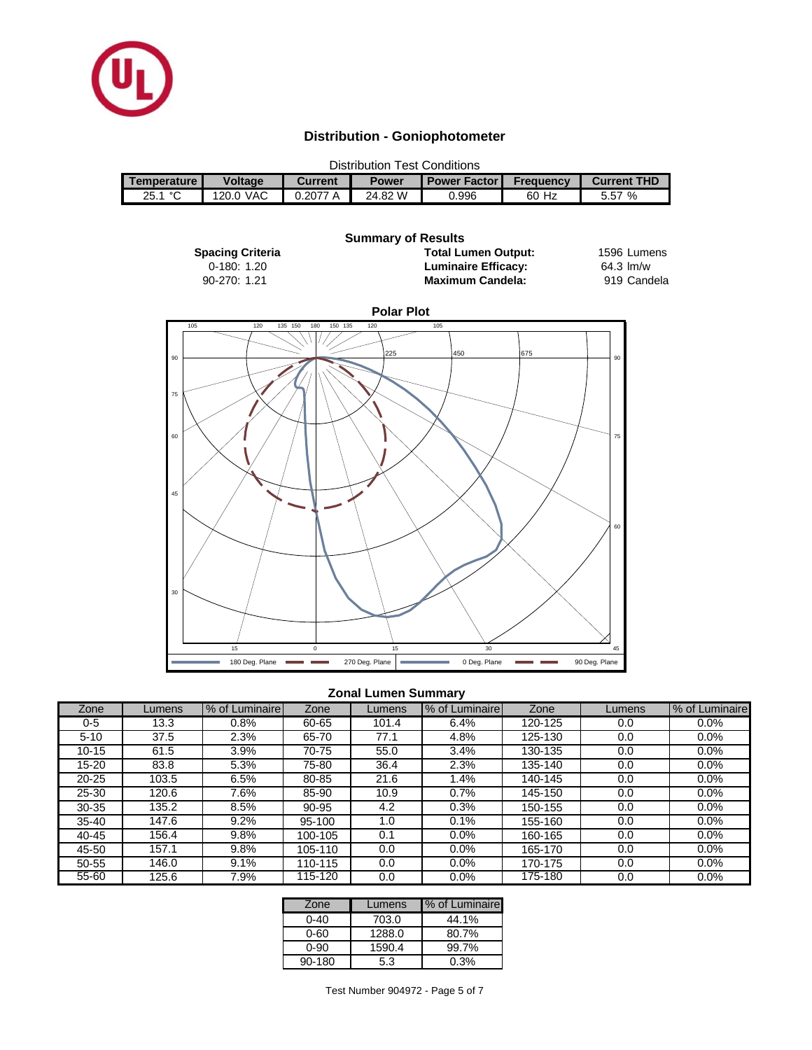## Distribution - Goniophotometer

Distribution Test Conditions

| Temperature | Voltage | Current | Power | Power Factor | Frequency | Current THD |
|---|---|---|---|---|---|---|
| 25.1 °C | 120.0 VAC | 0.2077 A | 24.82 W | 0.996 | 60 Hz | 5.57 % |

### Summary of Results

**Spacing Criteria**

0-180: 1.20

90-270: 1.21

**Total Lumen Output:** 1596 Lumens

**Luminaire Efficacy:** 64.3 lm/w

**Maximum Candela:** 919 Candela

**Polar Plot**

180 Deg. Plane — 270 Deg. Plane — 0 Deg. Plane — 90 Deg. Plane

### Zonal Lumen Summary

| Zone | Lumens | % of Luminaire | Zone | Lumens | % of Luminaire | Zone | Lumens | % of Luminaire |
|---|---|---|---|---|---|---|---|---|
| 0-5 | 13.3 | 0.8% | 60-65 | 101.4 | 6.4% | 120-125 | 0.0 | 0.0% |
| 5-10 | 37.5 | 2.3% | 65-70 | 77.1 | 4.8% | 125-130 | 0.0 | 0.0% |
| 10-15 | 61.5 | 3.9% | 70-75 | 55.0 | 3.4% | 130-135 | 0.0 | 0.0% |
| 15-20 | 83.8 | 5.3% | 75-80 | 36.4 | 2.3% | 135-140 | 0.0 | 0.0% |
| 20-25 | 103.5 | 6.5% | 80-85 | 21.6 | 1.4% | 140-145 | 0.0 | 0.0% |
| 25-30 | 120.6 | 7.6% | 85-90 | 10.9 | 0.7% | 145-150 | 0.0 | 0.0% |
| 30-35 | 135.2 | 8.5% | 90-95 | 4.2 | 0.3% | 150-155 | 0.0 | 0.0% |
| 35-40 | 147.6 | 9.2% | 95-100 | 1.0 | 0.1% | 155-160 | 0.0 | 0.0% |
| 40-45 | 156.4 | 9.8% | 100-105 | 0.1 | 0.0% | 160-165 | 0.0 | 0.0% |
| 45-50 | 157.1 | 9.8% | 105-110 | 0.0 | 0.0% | 165-170 | 0.0 | 0.0% |
| 50-55 | 146.0 | 9.1% | 110-115 | 0.0 | 0.0% | 170-175 | 0.0 | 0.0% |
| 55-60 | 125.6 | 7.9% | 115-120 | 0.0 | 0.0% | 175-180 | 0.0 | 0.0% |

| Zone | Lumens | % of Luminaire |
|---|---|---|
| 0-40 | 703.0 | 44.1% |
| 0-60 | 1288.0 | 80.7% |
| 0-90 | 1590.4 | 99.7% |
| 90-180 | 5.3 | 0.3% |

Test Number 904972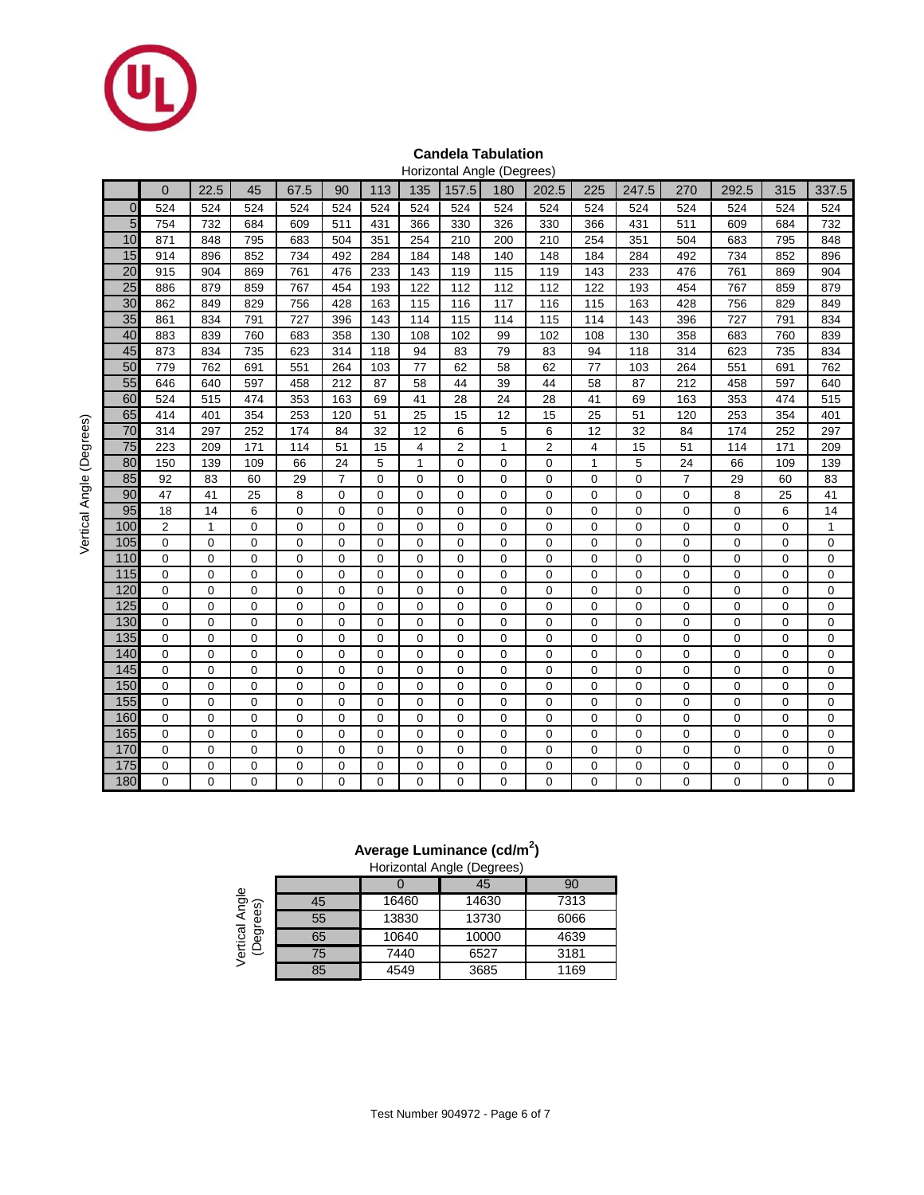## Candela Tabulation

Horizontal Angle (Degrees)

| Vertical Angle (Degrees) | 0 | 22.5 | 45 | 67.5 | 90 | 113 | 135 | 157.5 | 180 | 202.5 | 225 | 247.5 | 270 | 292.5 | 315 | 337.5 |
|---|---|---|---|---|---|---|---|---|---|---|---|---|---|---|---|---|
| 0 | 524 | 524 | 524 | 524 | 524 | 524 | 524 | 524 | 524 | 524 | 524 | 524 | 524 | 524 | 524 | 524 |
| 5 | 754 | 732 | 684 | 609 | 511 | 431 | 366 | 330 | 326 | 330 | 366 | 431 | 511 | 609 | 684 | 732 |
| 10 | 871 | 848 | 795 | 683 | 504 | 351 | 254 | 210 | 200 | 210 | 254 | 351 | 504 | 683 | 795 | 848 |
| 15 | 914 | 896 | 852 | 734 | 492 | 284 | 184 | 148 | 140 | 148 | 184 | 284 | 492 | 734 | 852 | 896 |
| 20 | 915 | 904 | 869 | 761 | 476 | 233 | 143 | 119 | 115 | 119 | 143 | 233 | 476 | 761 | 869 | 904 |
| 25 | 886 | 879 | 859 | 767 | 454 | 193 | 122 | 112 | 112 | 112 | 122 | 193 | 454 | 767 | 859 | 879 |
| 30 | 862 | 849 | 829 | 756 | 428 | 163 | 115 | 116 | 117 | 116 | 115 | 163 | 428 | 756 | 829 | 849 |
| 35 | 861 | 834 | 791 | 727 | 396 | 143 | 114 | 115 | 114 | 115 | 114 | 143 | 396 | 727 | 791 | 834 |
| 40 | 883 | 839 | 760 | 683 | 358 | 130 | 108 | 102 | 99 | 102 | 108 | 130 | 358 | 683 | 760 | 839 |
| 45 | 873 | 834 | 735 | 623 | 314 | 118 | 94 | 83 | 79 | 83 | 94 | 118 | 314 | 623 | 735 | 834 |
| 50 | 779 | 762 | 691 | 551 | 264 | 103 | 77 | 62 | 58 | 62 | 77 | 103 | 264 | 551 | 691 | 762 |
| 55 | 646 | 640 | 597 | 458 | 212 | 87 | 58 | 44 | 39 | 44 | 58 | 87 | 212 | 458 | 597 | 640 |
| 60 | 524 | 515 | 474 | 353 | 163 | 69 | 41 | 28 | 24 | 28 | 41 | 69 | 163 | 353 | 474 | 515 |
| 65 | 414 | 401 | 354 | 253 | 120 | 51 | 25 | 15 | 12 | 15 | 25 | 51 | 120 | 253 | 354 | 401 |
| 70 | 314 | 297 | 252 | 174 | 84 | 32 | 12 | 6 | 5 | 6 | 12 | 32 | 84 | 174 | 252 | 297 |
| 75 | 223 | 209 | 171 | 114 | 51 | 15 | 4 | 2 | 1 | 2 | 4 | 15 | 51 | 114 | 171 | 209 |
| 80 | 150 | 139 | 109 | 66 | 24 | 5 | 1 | 0 | 0 | 0 | 1 | 5 | 24 | 66 | 109 | 139 |
| 85 | 92 | 83 | 60 | 29 | 7 | 0 | 0 | 0 | 0 | 0 | 0 | 0 | 7 | 29 | 60 | 83 |
| 90 | 47 | 41 | 25 | 8 | 0 | 0 | 0 | 0 | 0 | 0 | 0 | 0 | 0 | 8 | 25 | 41 |
| 95 | 18 | 14 | 6 | 0 | 0 | 0 | 0 | 0 | 0 | 0 | 0 | 0 | 0 | 0 | 6 | 14 |
| 100 | 2 | 1 | 0 | 0 | 0 | 0 | 0 | 0 | 0 | 0 | 0 | 0 | 0 | 0 | 0 | 1 |
| 105 | 0 | 0 | 0 | 0 | 0 | 0 | 0 | 0 | 0 | 0 | 0 | 0 | 0 | 0 | 0 | 0 |
| 110 | 0 | 0 | 0 | 0 | 0 | 0 | 0 | 0 | 0 | 0 | 0 | 0 | 0 | 0 | 0 | 0 |
| 115 | 0 | 0 | 0 | 0 | 0 | 0 | 0 | 0 | 0 | 0 | 0 | 0 | 0 | 0 | 0 | 0 |
| 120 | 0 | 0 | 0 | 0 | 0 | 0 | 0 | 0 | 0 | 0 | 0 | 0 | 0 | 0 | 0 | 0 |
| 125 | 0 | 0 | 0 | 0 | 0 | 0 | 0 | 0 | 0 | 0 | 0 | 0 | 0 | 0 | 0 | 0 |
| 130 | 0 | 0 | 0 | 0 | 0 | 0 | 0 | 0 | 0 | 0 | 0 | 0 | 0 | 0 | 0 | 0 |
| 135 | 0 | 0 | 0 | 0 | 0 | 0 | 0 | 0 | 0 | 0 | 0 | 0 | 0 | 0 | 0 | 0 |
| 140 | 0 | 0 | 0 | 0 | 0 | 0 | 0 | 0 | 0 | 0 | 0 | 0 | 0 | 0 | 0 | 0 |
| 145 | 0 | 0 | 0 | 0 | 0 | 0 | 0 | 0 | 0 | 0 | 0 | 0 | 0 | 0 | 0 | 0 |
| 150 | 0 | 0 | 0 | 0 | 0 | 0 | 0 | 0 | 0 | 0 | 0 | 0 | 0 | 0 | 0 | 0 |
| 155 | 0 | 0 | 0 | 0 | 0 | 0 | 0 | 0 | 0 | 0 | 0 | 0 | 0 | 0 | 0 | 0 |
| 160 | 0 | 0 | 0 | 0 | 0 | 0 | 0 | 0 | 0 | 0 | 0 | 0 | 0 | 0 | 0 | 0 |
| 165 | 0 | 0 | 0 | 0 | 0 | 0 | 0 | 0 | 0 | 0 | 0 | 0 | 0 | 0 | 0 | 0 |
| 170 | 0 | 0 | 0 | 0 | 0 | 0 | 0 | 0 | 0 | 0 | 0 | 0 | 0 | 0 | 0 | 0 |
| 175 | 0 | 0 | 0 | 0 | 0 | 0 | 0 | 0 | 0 | 0 | 0 | 0 | 0 | 0 | 0 | 0 |
| 180 | 0 | 0 | 0 | 0 | 0 | 0 | 0 | 0 | 0 | 0 | 0 | 0 | 0 | 0 | 0 | 0 |

## Average Luminance (cd/m$^2$)

Horizontal Angle (Degrees)

| Vertical Angle (Degrees) | 0 | 45 | 90 |
|---|---|---|---|
| 45 | 16460 | 14630 | 7313 |
| 55 | 13830 | 13730 | 6066 |
| 65 | 10640 | 10000 | 4639 |
| 75 | 7440 | 6527 | 3181 |
| 85 | 4549 | 3685 | 1169 |

Test Number 904972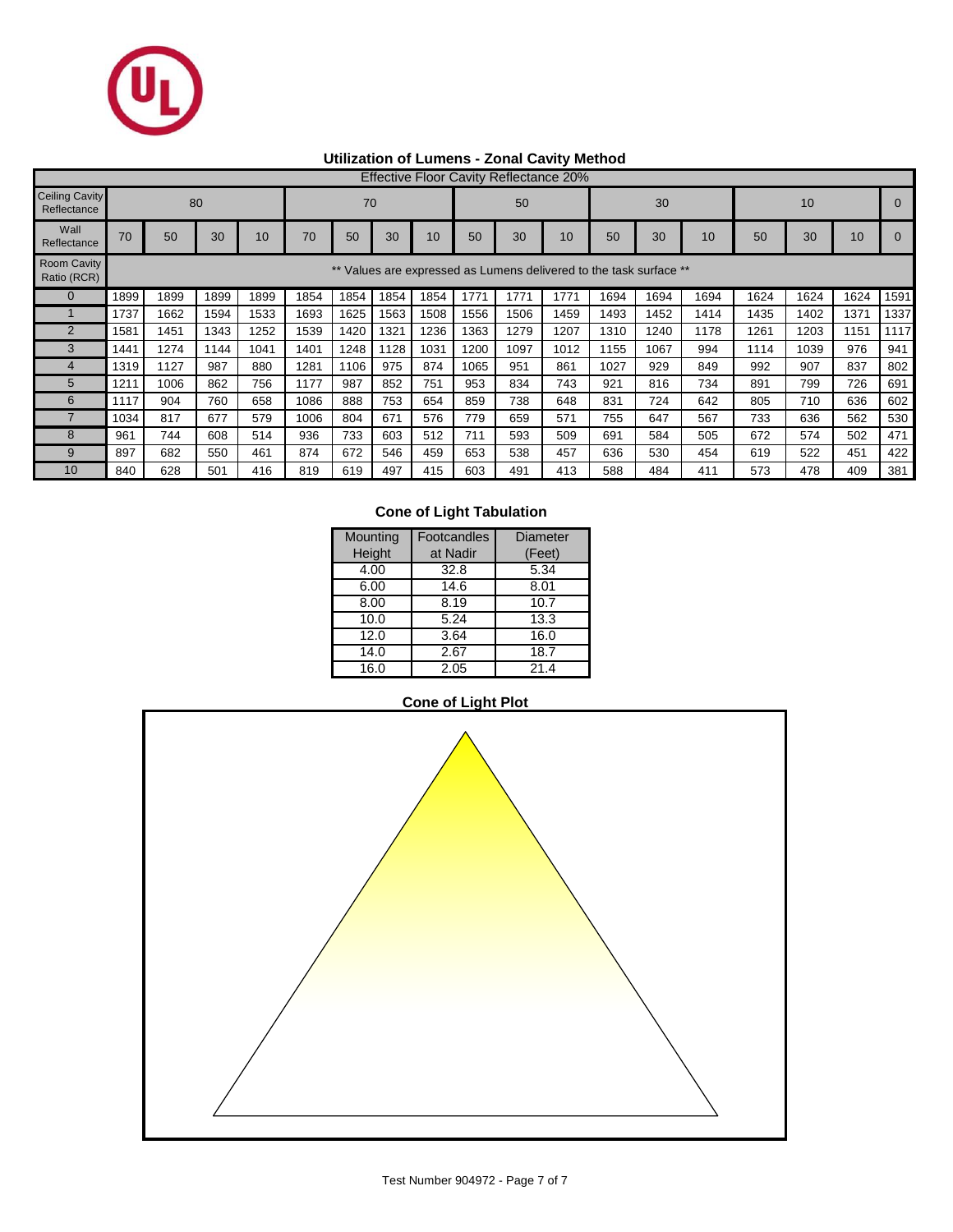## Utilization of Lumens - Zonal Cavity Method

| Effective Floor Cavity Reflectance 20% | | | | | | | | | | | | | | | | | | |
|---|---|---|---|---|---|---|---|---|---|---|---|---|---|---|---|---|---|---|
| Ceiling Cavity Reflectance | 80 | | | | 70 | | | | 50 | | | 30 | | | 10 | | | 0 |
| Wall Reflectance | 70 | 50 | 30 | 10 | 70 | 50 | 30 | 10 | 50 | 30 | 10 | 50 | 30 | 10 | 50 | 30 | 10 | 0 |
| Room Cavity Ratio (RCR) | ** Values are expressed as Lumens delivered to the task surface ** | | | | | | | | | | | | | | | | | |
| 0 | 1899 | 1899 | 1899 | 1899 | 1854 | 1854 | 1854 | 1854 | 1771 | 1771 | 1771 | 1694 | 1694 | 1694 | 1624 | 1624 | 1624 | 1591 |
| 1 | 1737 | 1662 | 1594 | 1533 | 1693 | 1625 | 1563 | 1508 | 1556 | 1506 | 1459 | 1493 | 1452 | 1414 | 1435 | 1402 | 1371 | 1337 |
| 2 | 1581 | 1451 | 1343 | 1252 | 1539 | 1420 | 1321 | 1236 | 1363 | 1279 | 1207 | 1310 | 1240 | 1178 | 1261 | 1203 | 1151 | 1117 |
| 3 | 1441 | 1274 | 1144 | 1041 | 1401 | 1248 | 1128 | 1031 | 1200 | 1097 | 1012 | 1155 | 1067 | 994 | 1114 | 1039 | 976 | 941 |
| 4 | 1319 | 1127 | 987 | 880 | 1281 | 1106 | 975 | 874 | 1065 | 951 | 861 | 1027 | 929 | 849 | 992 | 907 | 837 | 802 |
| 5 | 1211 | 1006 | 862 | 756 | 1177 | 987 | 852 | 751 | 953 | 834 | 743 | 921 | 816 | 734 | 891 | 799 | 726 | 691 |
| 6 | 1117 | 904 | 760 | 658 | 1086 | 888 | 753 | 654 | 859 | 738 | 648 | 831 | 724 | 642 | 805 | 710 | 636 | 602 |
| 7 | 1034 | 817 | 677 | 579 | 1006 | 804 | 671 | 576 | 779 | 659 | 571 | 755 | 647 | 567 | 733 | 636 | 562 | 530 |
| 8 | 961 | 744 | 608 | 514 | 936 | 733 | 603 | 512 | 711 | 593 | 509 | 691 | 584 | 505 | 672 | 574 | 502 | 471 |
| 9 | 897 | 682 | 550 | 461 | 874 | 672 | 546 | 459 | 653 | 538 | 457 | 636 | 530 | 454 | 619 | 522 | 451 | 422 |
| 10 | 840 | 628 | 501 | 416 | 819 | 619 | 497 | 415 | 603 | 491 | 413 | 588 | 484 | 411 | 573 | 478 | 409 | 381 |

## Cone of Light Tabulation

| Mounting Height | Footcandles at Nadir | Diameter (Feet) |
|---|---|---|
| 4.00 | 32.8 | 5.34 |
| 6.00 | 14.6 | 8.01 |
| 8.00 | 8.19 | 10.7 |
| 10.0 | 5.24 | 13.3 |
| 12.0 | 3.64 | 16.0 |
| 14.0 | 2.67 | 18.7 |
| 16.0 | 2.05 | 21.4 |

## Cone of Light Plot